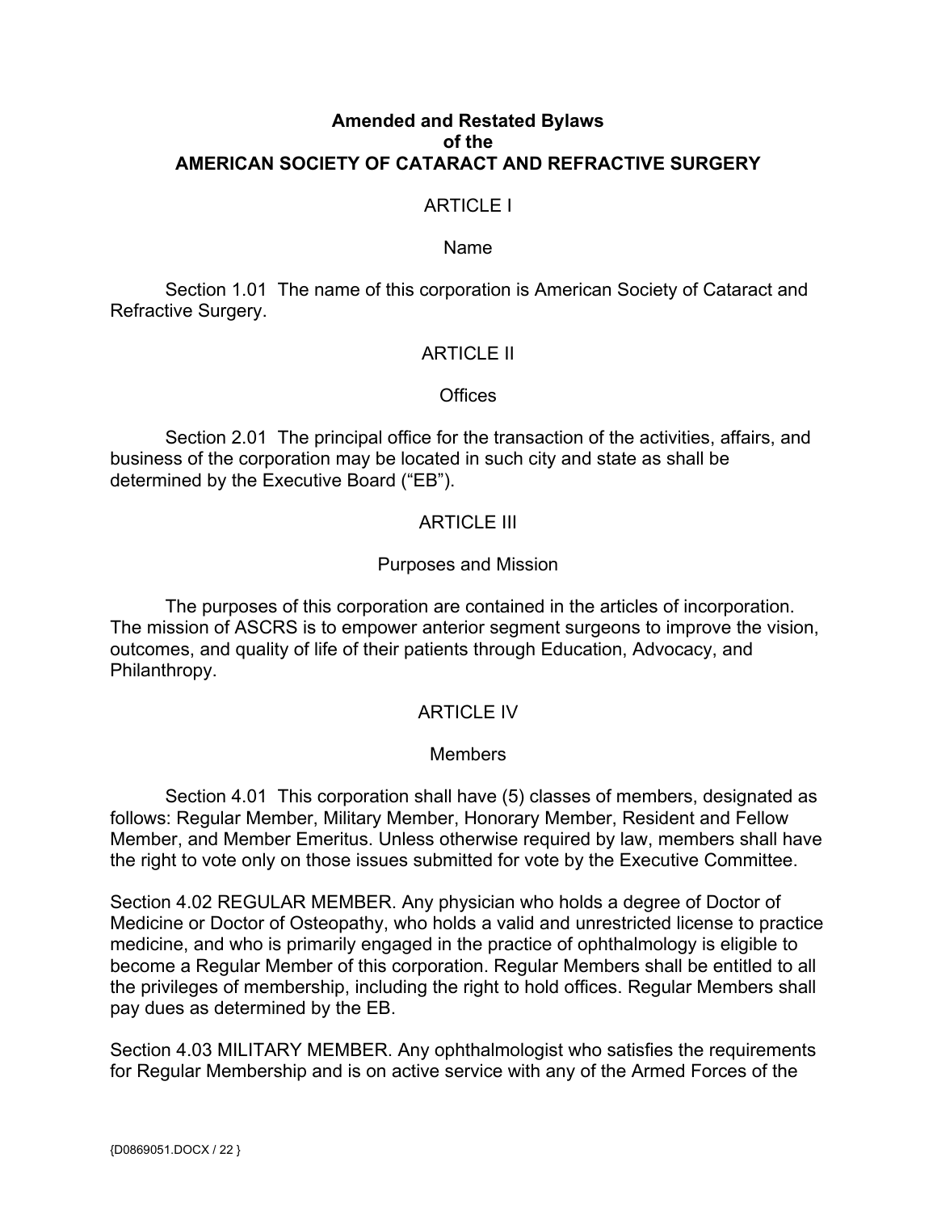# Amended and Restated Bylaws
# of the
# AMERICAN SOCIETY OF CATARACT AND REFRACTIVE SURGERY

## ARTICLE I

### Name

Section 1.01 The name of this corporation is American Society of Cataract and Refractive Surgery.

## ARTICLE II

### Offices

Section 2.01 The principal office for the transaction of the activities, affairs, and business of the corporation may be located in such city and state as shall be determined by the Executive Board ("EB").

## ARTICLE III

### Purposes and Mission

The purposes of this corporation are contained in the articles of incorporation. The mission of ASCRS is to empower anterior segment surgeons to improve the vision, outcomes, and quality of life of their patients through Education, Advocacy, and Philanthropy.

## ARTICLE IV

### Members

Section 4.01 This corporation shall have (5) classes of members, designated as follows: Regular Member, Military Member, Honorary Member, Resident and Fellow Member, and Member Emeritus. Unless otherwise required by law, members shall have the right to vote only on those issues submitted for vote by the Executive Committee.

Section 4.02 REGULAR MEMBER. Any physician who holds a degree of Doctor of Medicine or Doctor of Osteopathy, who holds a valid and unrestricted license to practice medicine, and who is primarily engaged in the practice of ophthalmology is eligible to become a Regular Member of this corporation. Regular Members shall be entitled to all the privileges of membership, including the right to hold offices. Regular Members shall pay dues as determined by the EB.

Section 4.03 MILITARY MEMBER. Any ophthalmologist who satisfies the requirements for Regular Membership and is on active service with any of the Armed Forces of the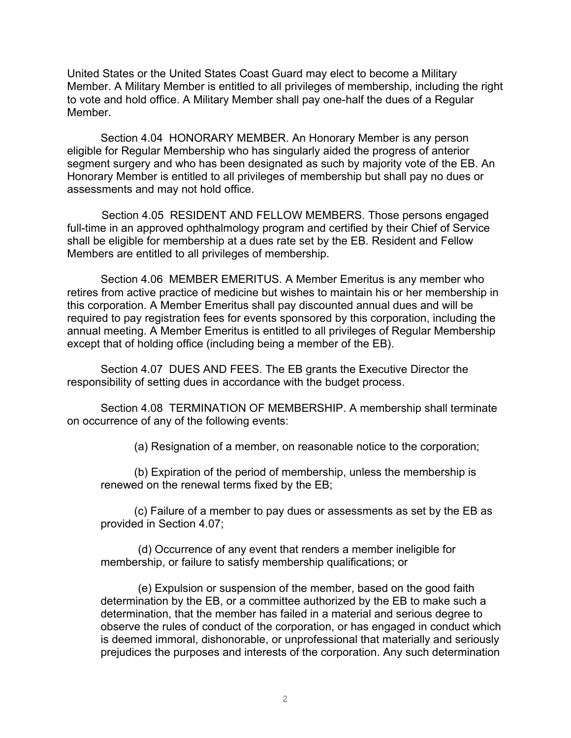United States or the United States Coast Guard may elect to become a Military Member. A Military Member is entitled to all privileges of membership, including the right to vote and hold office. A Military Member shall pay one-half the dues of a Regular Member.

Section 4.04 HONORARY MEMBER. An Honorary Member is any person eligible for Regular Membership who has singularly aided the progress of anterior segment surgery and who has been designated as such by majority vote of the EB. An Honorary Member is entitled to all privileges of membership but shall pay no dues or assessments and may not hold office.

Section 4.05 RESIDENT AND FELLOW MEMBERS. Those persons engaged full-time in an approved ophthalmology program and certified by their Chief of Service shall be eligible for membership at a dues rate set by the EB. Resident and Fellow Members are entitled to all privileges of membership.

Section 4.06 MEMBER EMERITUS. A Member Emeritus is any member who retires from active practice of medicine but wishes to maintain his or her membership in this corporation. A Member Emeritus shall pay discounted annual dues and will be required to pay registration fees for events sponsored by this corporation, including the annual meeting. A Member Emeritus is entitled to all privileges of Regular Membership except that of holding office (including being a member of the EB).

Section 4.07 DUES AND FEES. The EB grants the Executive Director the responsibility of setting dues in accordance with the budget process.

Section 4.08 TERMINATION OF MEMBERSHIP. A membership shall terminate on occurrence of any of the following events:

(a) Resignation of a member, on reasonable notice to the corporation;

(b) Expiration of the period of membership, unless the membership is renewed on the renewal terms fixed by the EB;

(c) Failure of a member to pay dues or assessments as set by the EB as provided in Section 4.07;

(d) Occurrence of any event that renders a member ineligible for membership, or failure to satisfy membership qualifications; or

(e) Expulsion or suspension of the member, based on the good faith determination by the EB, or a committee authorized by the EB to make such a determination, that the member has failed in a material and serious degree to observe the rules of conduct of the corporation, or has engaged in conduct which is deemed immoral, dishonorable, or unprofessional that materially and seriously prejudices the purposes and interests of the corporation. Any such determination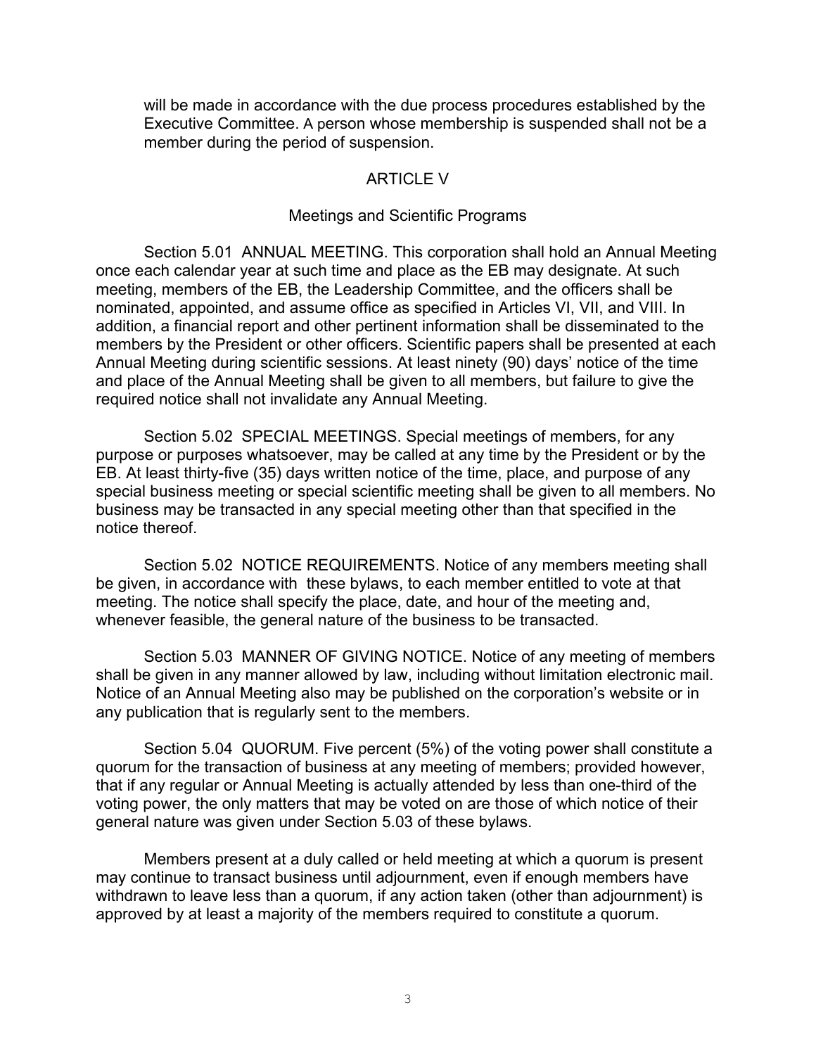will be made in accordance with the due process procedures established by the Executive Committee. A person whose membership is suspended shall not be a member during the period of suspension.

## ARTICLE V

### Meetings and Scientific Programs

Section 5.01 ANNUAL MEETING. This corporation shall hold an Annual Meeting once each calendar year at such time and place as the EB may designate. At such meeting, members of the EB, the Leadership Committee, and the officers shall be nominated, appointed, and assume office as specified in Articles VI, VII, and VIII. In addition, a financial report and other pertinent information shall be disseminated to the members by the President or other officers. Scientific papers shall be presented at each Annual Meeting during scientific sessions. At least ninety (90) days' notice of the time and place of the Annual Meeting shall be given to all members, but failure to give the required notice shall not invalidate any Annual Meeting.

Section 5.02 SPECIAL MEETINGS. Special meetings of members, for any purpose or purposes whatsoever, may be called at any time by the President or by the EB. At least thirty-five (35) days written notice of the time, place, and purpose of any special business meeting or special scientific meeting shall be given to all members. No business may be transacted in any special meeting other than that specified in the notice thereof.

Section 5.02 NOTICE REQUIREMENTS. Notice of any members meeting shall be given, in accordance with these bylaws, to each member entitled to vote at that meeting. The notice shall specify the place, date, and hour of the meeting and, whenever feasible, the general nature of the business to be transacted.

Section 5.03 MANNER OF GIVING NOTICE. Notice of any meeting of members shall be given in any manner allowed by law, including without limitation electronic mail. Notice of an Annual Meeting also may be published on the corporation's website or in any publication that is regularly sent to the members.

Section 5.04 QUORUM. Five percent (5%) of the voting power shall constitute a quorum for the transaction of business at any meeting of members; provided however, that if any regular or Annual Meeting is actually attended by less than one-third of the voting power, the only matters that may be voted on are those of which notice of their general nature was given under Section 5.03 of these bylaws.

Members present at a duly called or held meeting at which a quorum is present may continue to transact business until adjournment, even if enough members have withdrawn to leave less than a quorum, if any action taken (other than adjournment) is approved by at least a majority of the members required to constitute a quorum.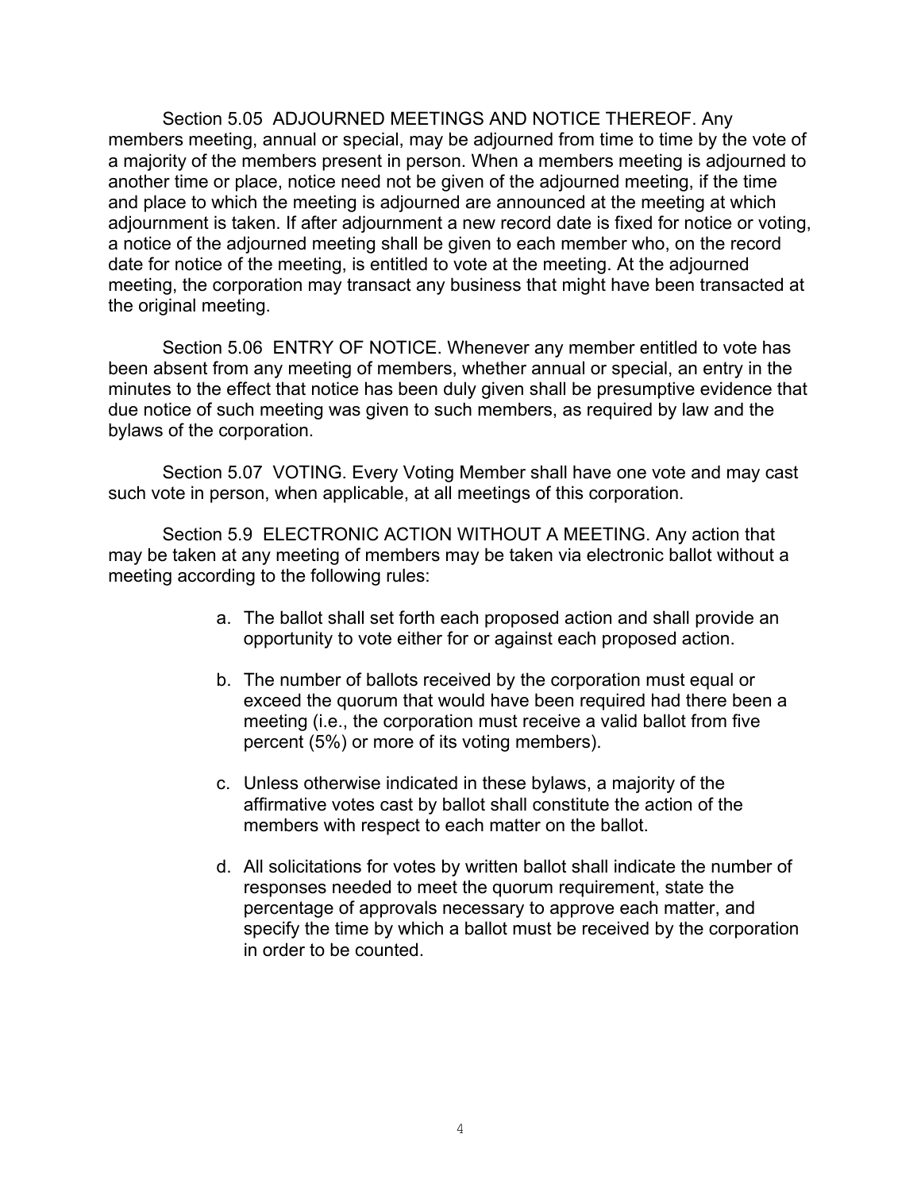Section 5.05 ADJOURNED MEETINGS AND NOTICE THEREOF. Any members meeting, annual or special, may be adjourned from time to time by the vote of a majority of the members present in person. When a members meeting is adjourned to another time or place, notice need not be given of the adjourned meeting, if the time and place to which the meeting is adjourned are announced at the meeting at which adjournment is taken. If after adjournment a new record date is fixed for notice or voting, a notice of the adjourned meeting shall be given to each member who, on the record date for notice of the meeting, is entitled to vote at the meeting. At the adjourned meeting, the corporation may transact any business that might have been transacted at the original meeting.

Section 5.06 ENTRY OF NOTICE. Whenever any member entitled to vote has been absent from any meeting of members, whether annual or special, an entry in the minutes to the effect that notice has been duly given shall be presumptive evidence that due notice of such meeting was given to such members, as required by law and the bylaws of the corporation.

Section 5.07 VOTING. Every Voting Member shall have one vote and may cast such vote in person, when applicable, at all meetings of this corporation.

Section 5.9 ELECTRONIC ACTION WITHOUT A MEETING. Any action that may be taken at any meeting of members may be taken via electronic ballot without a meeting according to the following rules:

a. The ballot shall set forth each proposed action and shall provide an opportunity to vote either for or against each proposed action.

b. The number of ballots received by the corporation must equal or exceed the quorum that would have been required had there been a meeting (i.e., the corporation must receive a valid ballot from five percent (5%) or more of its voting members).

c. Unless otherwise indicated in these bylaws, a majority of the affirmative votes cast by ballot shall constitute the action of the members with respect to each matter on the ballot.

d. All solicitations for votes by written ballot shall indicate the number of responses needed to meet the quorum requirement, state the percentage of approvals necessary to approve each matter, and specify the time by which a ballot must be received by the corporation in order to be counted.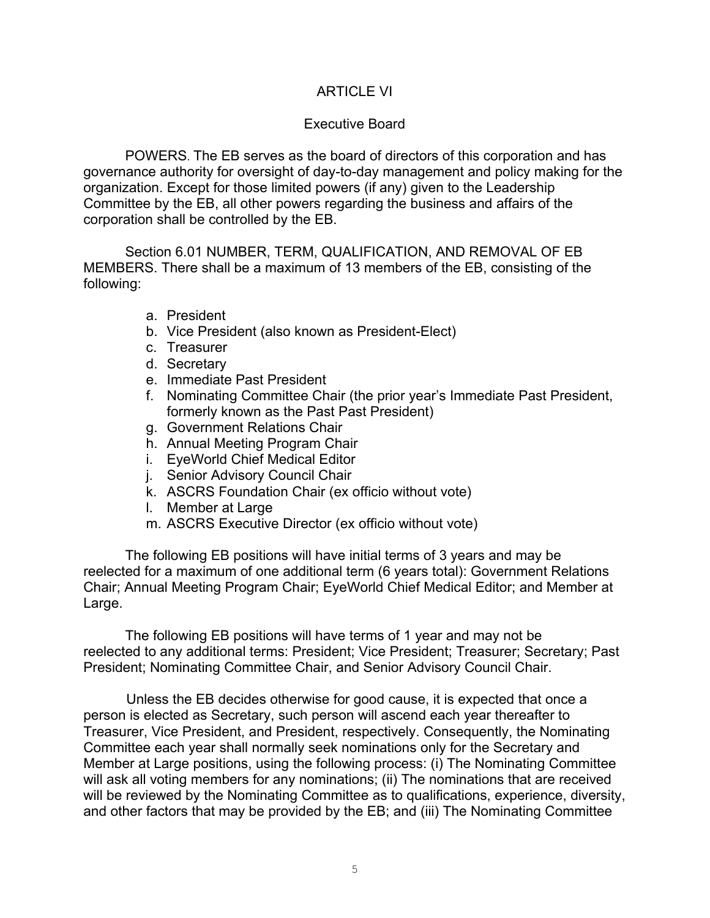# ARTICLE VI

## Executive Board

POWERS. The EB serves as the board of directors of this corporation and has governance authority for oversight of day-to-day management and policy making for the organization. Except for those limited powers (if any) given to the Leadership Committee by the EB, all other powers regarding the business and affairs of the corporation shall be controlled by the EB.

Section 6.01 NUMBER, TERM, QUALIFICATION, AND REMOVAL OF EB MEMBERS. There shall be a maximum of 13 members of the EB, consisting of the following:

a. President
b. Vice President (also known as President-Elect)
c. Treasurer
d. Secretary
e. Immediate Past President
f. Nominating Committee Chair (the prior year's Immediate Past President, formerly known as the Past Past President)
g. Government Relations Chair
h. Annual Meeting Program Chair
i. EyeWorld Chief Medical Editor
j. Senior Advisory Council Chair
k. ASCRS Foundation Chair (ex officio without vote)
l. Member at Large
m. ASCRS Executive Director (ex officio without vote)

The following EB positions will have initial terms of 3 years and may be reelected for a maximum of one additional term (6 years total): Government Relations Chair; Annual Meeting Program Chair; EyeWorld Chief Medical Editor; and Member at Large.

The following EB positions will have terms of 1 year and may not be reelected to any additional terms: President; Vice President; Treasurer; Secretary; Past President; Nominating Committee Chair, and Senior Advisory Council Chair.

Unless the EB decides otherwise for good cause, it is expected that once a person is elected as Secretary, such person will ascend each year thereafter to Treasurer, Vice President, and President, respectively. Consequently, the Nominating Committee each year shall normally seek nominations only for the Secretary and Member at Large positions, using the following process: (i) The Nominating Committee will ask all voting members for any nominations; (ii) The nominations that are received will be reviewed by the Nominating Committee as to qualifications, experience, diversity, and other factors that may be provided by the EB; and (iii) The Nominating Committee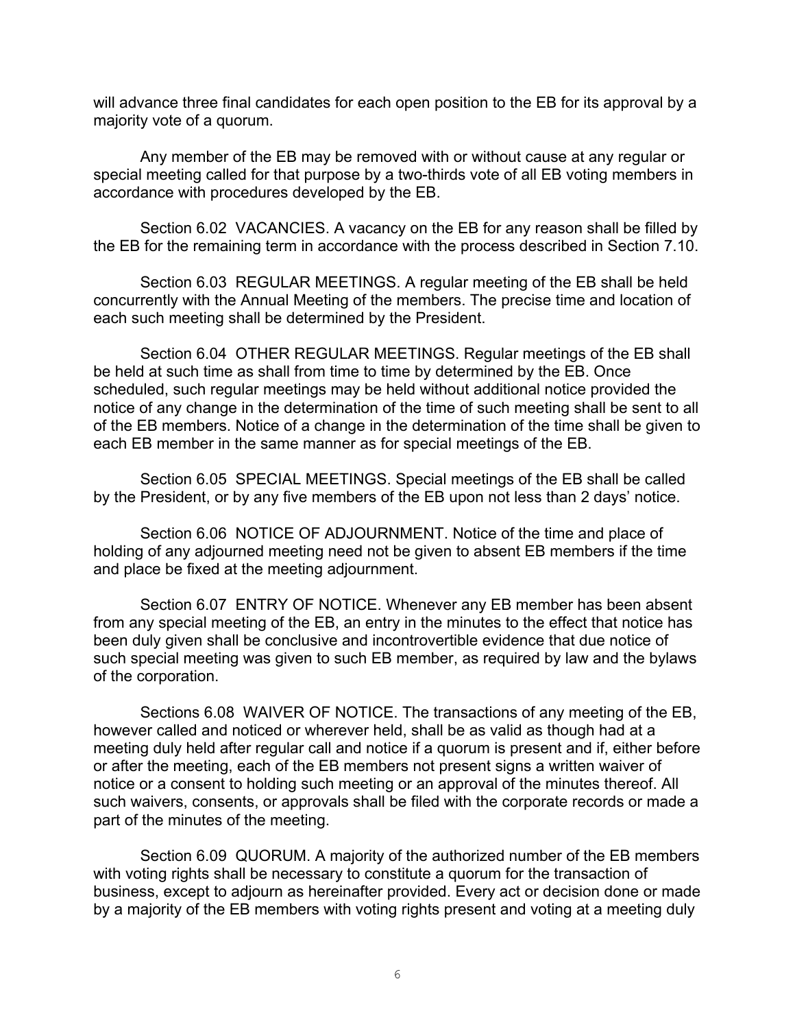will advance three final candidates for each open position to the EB for its approval by a majority vote of a quorum.

Any member of the EB may be removed with or without cause at any regular or special meeting called for that purpose by a two-thirds vote of all EB voting members in accordance with procedures developed by the EB.

Section 6.02 VACANCIES. A vacancy on the EB for any reason shall be filled by the EB for the remaining term in accordance with the process described in Section 7.10.

Section 6.03 REGULAR MEETINGS. A regular meeting of the EB shall be held concurrently with the Annual Meeting of the members. The precise time and location of each such meeting shall be determined by the President.

Section 6.04 OTHER REGULAR MEETINGS. Regular meetings of the EB shall be held at such time as shall from time to time by determined by the EB. Once scheduled, such regular meetings may be held without additional notice provided the notice of any change in the determination of the time of such meeting shall be sent to all of the EB members. Notice of a change in the determination of the time shall be given to each EB member in the same manner as for special meetings of the EB.

Section 6.05 SPECIAL MEETINGS. Special meetings of the EB shall be called by the President, or by any five members of the EB upon not less than 2 days' notice.

Section 6.06 NOTICE OF ADJOURNMENT. Notice of the time and place of holding of any adjourned meeting need not be given to absent EB members if the time and place be fixed at the meeting adjournment.

Section 6.07 ENTRY OF NOTICE. Whenever any EB member has been absent from any special meeting of the EB, an entry in the minutes to the effect that notice has been duly given shall be conclusive and incontrovertible evidence that due notice of such special meeting was given to such EB member, as required by law and the bylaws of the corporation.

Sections 6.08 WAIVER OF NOTICE. The transactions of any meeting of the EB, however called and noticed or wherever held, shall be as valid as though had at a meeting duly held after regular call and notice if a quorum is present and if, either before or after the meeting, each of the EB members not present signs a written waiver of notice or a consent to holding such meeting or an approval of the minutes thereof. All such waivers, consents, or approvals shall be filed with the corporate records or made a part of the minutes of the meeting.

Section 6.09 QUORUM. A majority of the authorized number of the EB members with voting rights shall be necessary to constitute a quorum for the transaction of business, except to adjourn as hereinafter provided. Every act or decision done or made by a majority of the EB members with voting rights present and voting at a meeting duly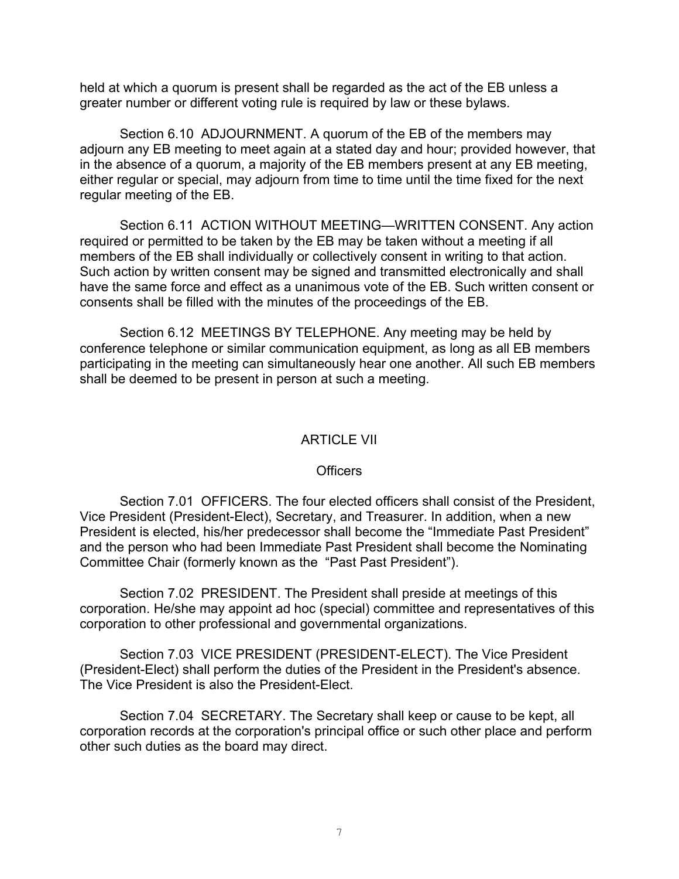held at which a quorum is present shall be regarded as the act of the EB unless a greater number or different voting rule is required by law or these bylaws.

Section 6.10 ADJOURNMENT. A quorum of the EB of the members may adjourn any EB meeting to meet again at a stated day and hour; provided however, that in the absence of a quorum, a majority of the EB members present at any EB meeting, either regular or special, may adjourn from time to time until the time fixed for the next regular meeting of the EB.

Section 6.11 ACTION WITHOUT MEETING—WRITTEN CONSENT. Any action required or permitted to be taken by the EB may be taken without a meeting if all members of the EB shall individually or collectively consent in writing to that action. Such action by written consent may be signed and transmitted electronically and shall have the same force and effect as a unanimous vote of the EB. Such written consent or consents shall be filled with the minutes of the proceedings of the EB.

Section 6.12 MEETINGS BY TELEPHONE. Any meeting may be held by conference telephone or similar communication equipment, as long as all EB members participating in the meeting can simultaneously hear one another. All such EB members shall be deemed to be present in person at such a meeting.

## ARTICLE VII

### Officers

Section 7.01 OFFICERS. The four elected officers shall consist of the President, Vice President (President-Elect), Secretary, and Treasurer. In addition, when a new President is elected, his/her predecessor shall become the "Immediate Past President" and the person who had been Immediate Past President shall become the Nominating Committee Chair (formerly known as the "Past Past President").

Section 7.02 PRESIDENT. The President shall preside at meetings of this corporation. He/she may appoint ad hoc (special) committee and representatives of this corporation to other professional and governmental organizations.

Section 7.03 VICE PRESIDENT (PRESIDENT-ELECT). The Vice President (President-Elect) shall perform the duties of the President in the President's absence. The Vice President is also the President-Elect.

Section 7.04 SECRETARY. The Secretary shall keep or cause to be kept, all corporation records at the corporation's principal office or such other place and perform other such duties as the board may direct.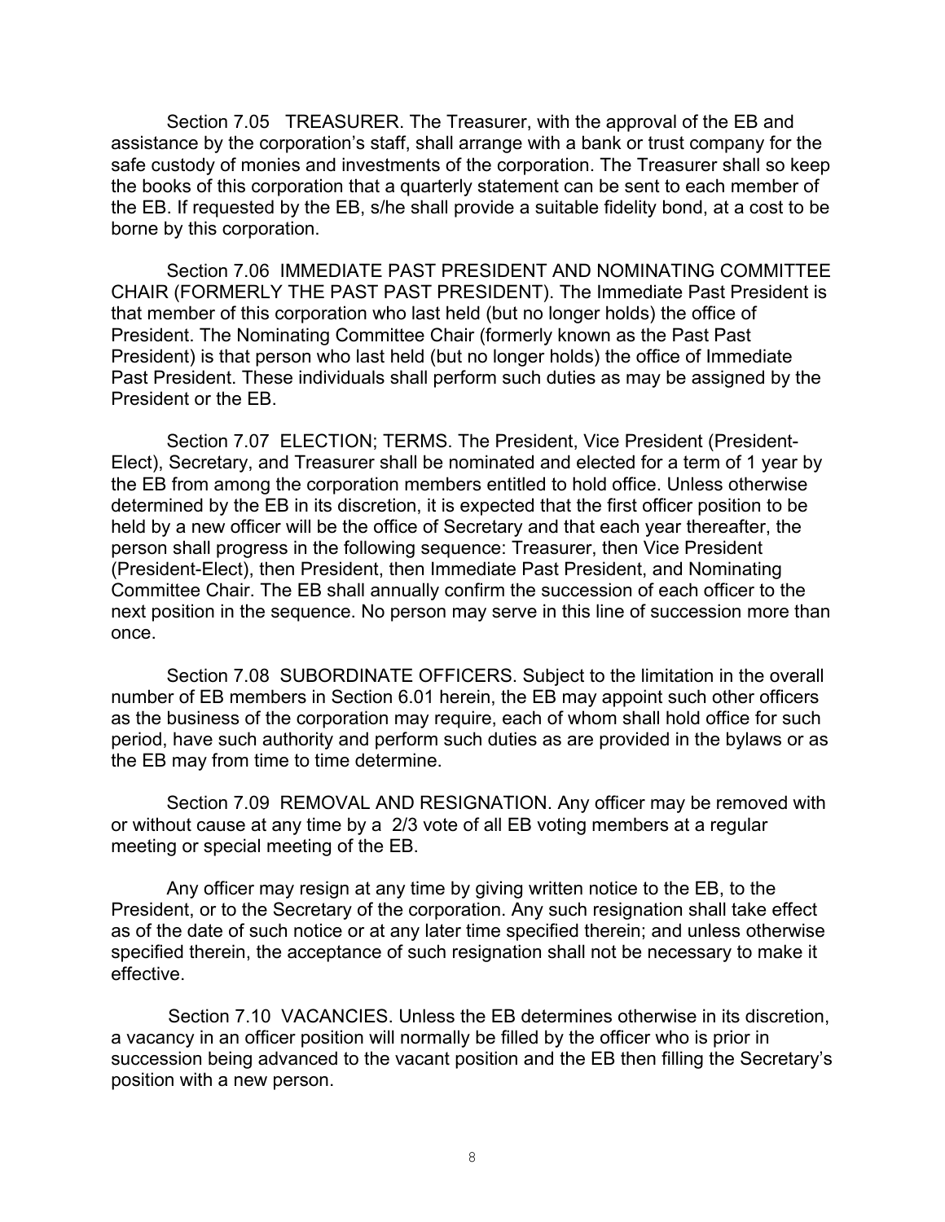Section 7.05 TREASURER. The Treasurer, with the approval of the EB and assistance by the corporation's staff, shall arrange with a bank or trust company for the safe custody of monies and investments of the corporation. The Treasurer shall so keep the books of this corporation that a quarterly statement can be sent to each member of the EB. If requested by the EB, s/he shall provide a suitable fidelity bond, at a cost to be borne by this corporation.

Section 7.06 IMMEDIATE PAST PRESIDENT AND NOMINATING COMMITTEE CHAIR (FORMERLY THE PAST PAST PRESIDENT). The Immediate Past President is that member of this corporation who last held (but no longer holds) the office of President. The Nominating Committee Chair (formerly known as the Past Past President) is that person who last held (but no longer holds) the office of Immediate Past President. These individuals shall perform such duties as may be assigned by the President or the EB.

Section 7.07 ELECTION; TERMS. The President, Vice President (President-Elect), Secretary, and Treasurer shall be nominated and elected for a term of 1 year by the EB from among the corporation members entitled to hold office. Unless otherwise determined by the EB in its discretion, it is expected that the first officer position to be held by a new officer will be the office of Secretary and that each year thereafter, the person shall progress in the following sequence: Treasurer, then Vice President (President-Elect), then President, then Immediate Past President, and Nominating Committee Chair. The EB shall annually confirm the succession of each officer to the next position in the sequence. No person may serve in this line of succession more than once.

Section 7.08 SUBORDINATE OFFICERS. Subject to the limitation in the overall number of EB members in Section 6.01 herein, the EB may appoint such other officers as the business of the corporation may require, each of whom shall hold office for such period, have such authority and perform such duties as are provided in the bylaws or as the EB may from time to time determine.

Section 7.09 REMOVAL AND RESIGNATION. Any officer may be removed with or without cause at any time by a 2/3 vote of all EB voting members at a regular meeting or special meeting of the EB.

Any officer may resign at any time by giving written notice to the EB, to the President, or to the Secretary of the corporation. Any such resignation shall take effect as of the date of such notice or at any later time specified therein; and unless otherwise specified therein, the acceptance of such resignation shall not be necessary to make it effective.

Section 7.10 VACANCIES. Unless the EB determines otherwise in its discretion, a vacancy in an officer position will normally be filled by the officer who is prior in succession being advanced to the vacant position and the EB then filling the Secretary's position with a new person.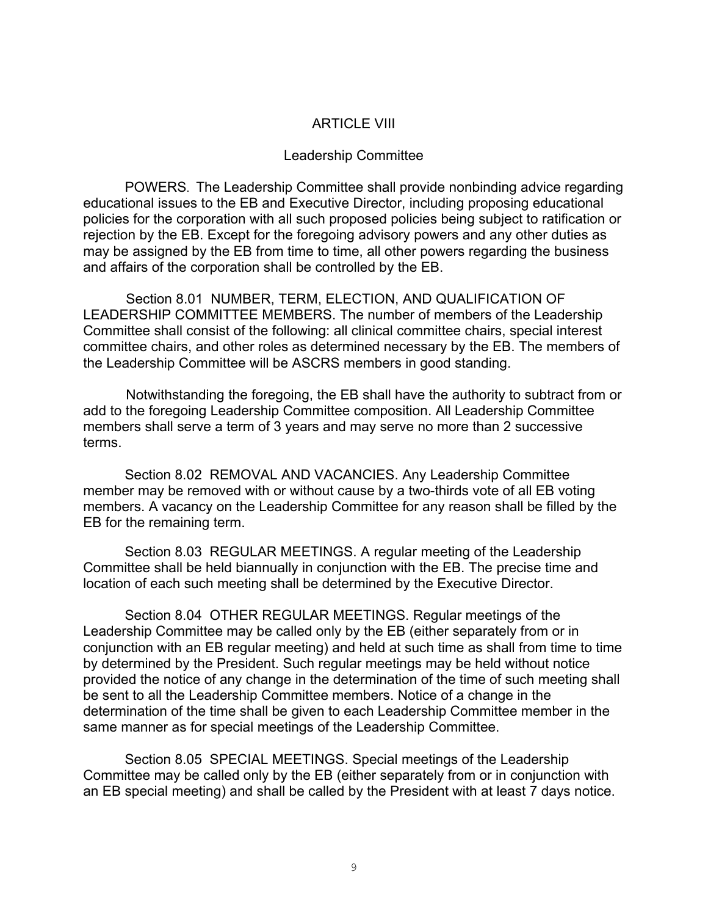## ARTICLE VIII

### Leadership Committee

POWERS. The Leadership Committee shall provide nonbinding advice regarding educational issues to the EB and Executive Director, including proposing educational policies for the corporation with all such proposed policies being subject to ratification or rejection by the EB. Except for the foregoing advisory powers and any other duties as may be assigned by the EB from time to time, all other powers regarding the business and affairs of the corporation shall be controlled by the EB.

Section 8.01 NUMBER, TERM, ELECTION, AND QUALIFICATION OF LEADERSHIP COMMITTEE MEMBERS. The number of members of the Leadership Committee shall consist of the following: all clinical committee chairs, special interest committee chairs, and other roles as determined necessary by the EB. The members of the Leadership Committee will be ASCRS members in good standing.

Notwithstanding the foregoing, the EB shall have the authority to subtract from or add to the foregoing Leadership Committee composition. All Leadership Committee members shall serve a term of 3 years and may serve no more than 2 successive terms.

Section 8.02 REMOVAL AND VACANCIES. Any Leadership Committee member may be removed with or without cause by a two-thirds vote of all EB voting members. A vacancy on the Leadership Committee for any reason shall be filled by the EB for the remaining term.

Section 8.03 REGULAR MEETINGS. A regular meeting of the Leadership Committee shall be held biannually in conjunction with the EB. The precise time and location of each such meeting shall be determined by the Executive Director.

Section 8.04 OTHER REGULAR MEETINGS. Regular meetings of the Leadership Committee may be called only by the EB (either separately from or in conjunction with an EB regular meeting) and held at such time as shall from time to time by determined by the President. Such regular meetings may be held without notice provided the notice of any change in the determination of the time of such meeting shall be sent to all the Leadership Committee members. Notice of a change in the determination of the time shall be given to each Leadership Committee member in the same manner as for special meetings of the Leadership Committee.

Section 8.05 SPECIAL MEETINGS. Special meetings of the Leadership Committee may be called only by the EB (either separately from or in conjunction with an EB special meeting) and shall be called by the President with at least 7 days notice.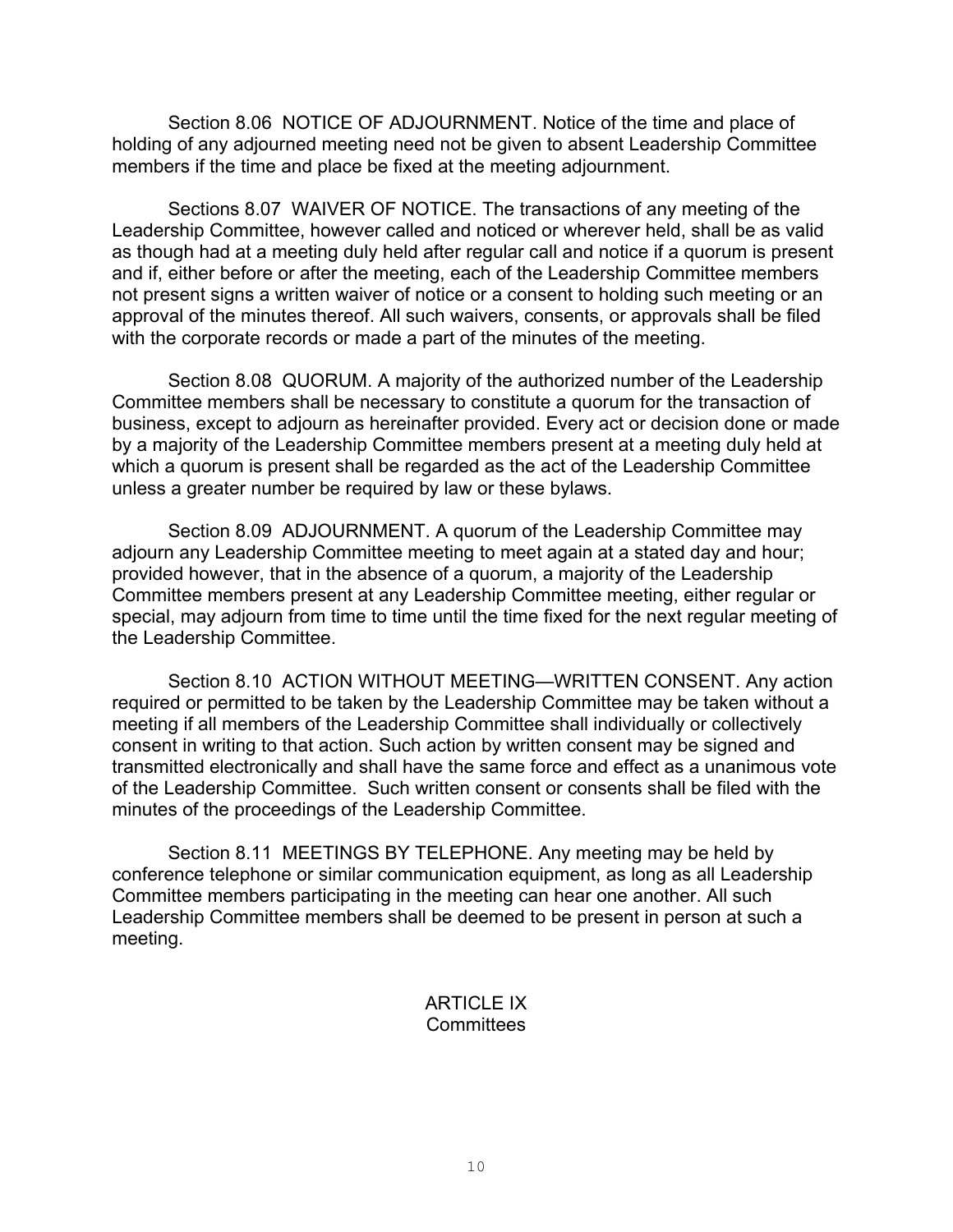Section 8.06 NOTICE OF ADJOURNMENT. Notice of the time and place of holding of any adjourned meeting need not be given to absent Leadership Committee members if the time and place be fixed at the meeting adjournment.

Sections 8.07 WAIVER OF NOTICE. The transactions of any meeting of the Leadership Committee, however called and noticed or wherever held, shall be as valid as though had at a meeting duly held after regular call and notice if a quorum is present and if, either before or after the meeting, each of the Leadership Committee members not present signs a written waiver of notice or a consent to holding such meeting or an approval of the minutes thereof. All such waivers, consents, or approvals shall be filed with the corporate records or made a part of the minutes of the meeting.

Section 8.08 QUORUM. A majority of the authorized number of the Leadership Committee members shall be necessary to constitute a quorum for the transaction of business, except to adjourn as hereinafter provided. Every act or decision done or made by a majority of the Leadership Committee members present at a meeting duly held at which a quorum is present shall be regarded as the act of the Leadership Committee unless a greater number be required by law or these bylaws.

Section 8.09 ADJOURNMENT. A quorum of the Leadership Committee may adjourn any Leadership Committee meeting to meet again at a stated day and hour; provided however, that in the absence of a quorum, a majority of the Leadership Committee members present at any Leadership Committee meeting, either regular or special, may adjourn from time to time until the time fixed for the next regular meeting of the Leadership Committee.

Section 8.10 ACTION WITHOUT MEETING—WRITTEN CONSENT. Any action required or permitted to be taken by the Leadership Committee may be taken without a meeting if all members of the Leadership Committee shall individually or collectively consent in writing to that action. Such action by written consent may be signed and transmitted electronically and shall have the same force and effect as a unanimous vote of the Leadership Committee. Such written consent or consents shall be filed with the minutes of the proceedings of the Leadership Committee.

Section 8.11 MEETINGS BY TELEPHONE. Any meeting may be held by conference telephone or similar communication equipment, as long as all Leadership Committee members participating in the meeting can hear one another. All such Leadership Committee members shall be deemed to be present in person at such a meeting.

## ARTICLE IX
## Committees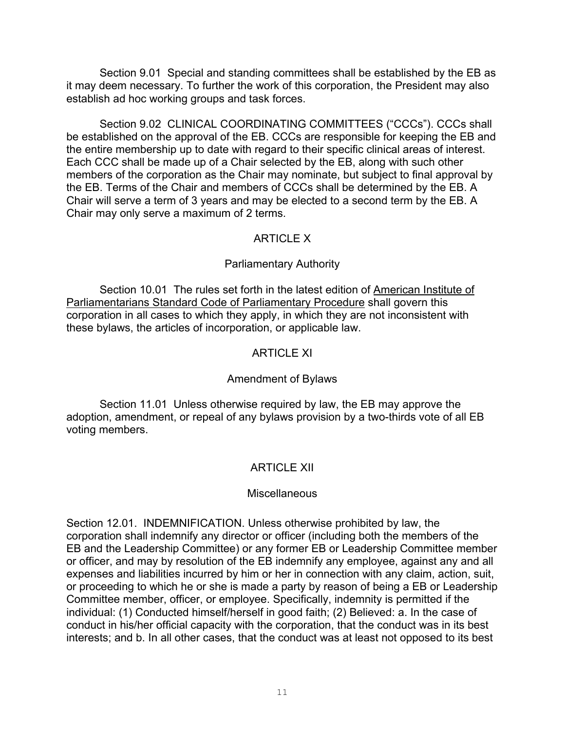Section 9.01 Special and standing committees shall be established by the EB as it may deem necessary. To further the work of this corporation, the President may also establish ad hoc working groups and task forces.

Section 9.02 CLINICAL COORDINATING COMMITTEES ("CCCs"). CCCs shall be established on the approval of the EB. CCCs are responsible for keeping the EB and the entire membership up to date with regard to their specific clinical areas of interest. Each CCC shall be made up of a Chair selected by the EB, along with such other members of the corporation as the Chair may nominate, but subject to final approval by the EB. Terms of the Chair and members of CCCs shall be determined by the EB. A Chair will serve a term of 3 years and may be elected to a second term by the EB. A Chair may only serve a maximum of 2 terms.

## ARTICLE X

### Parliamentary Authority

Section 10.01 The rules set forth in the latest edition of American Institute of Parliamentarians Standard Code of Parliamentary Procedure shall govern this corporation in all cases to which they apply, in which they are not inconsistent with these bylaws, the articles of incorporation, or applicable law.

## ARTICLE XI

### Amendment of Bylaws

Section 11.01 Unless otherwise required by law, the EB may approve the adoption, amendment, or repeal of any bylaws provision by a two-thirds vote of all EB voting members.

## ARTICLE XII

### Miscellaneous

Section 12.01. INDEMNIFICATION. Unless otherwise prohibited by law, the corporation shall indemnify any director or officer (including both the members of the EB and the Leadership Committee) or any former EB or Leadership Committee member or officer, and may by resolution of the EB indemnify any employee, against any and all expenses and liabilities incurred by him or her in connection with any claim, action, suit, or proceeding to which he or she is made a party by reason of being a EB or Leadership Committee member, officer, or employee. Specifically, indemnity is permitted if the individual: (1) Conducted himself/herself in good faith; (2) Believed: a. In the case of conduct in his/her official capacity with the corporation, that the conduct was in its best interests; and b. In all other cases, that the conduct was at least not opposed to its best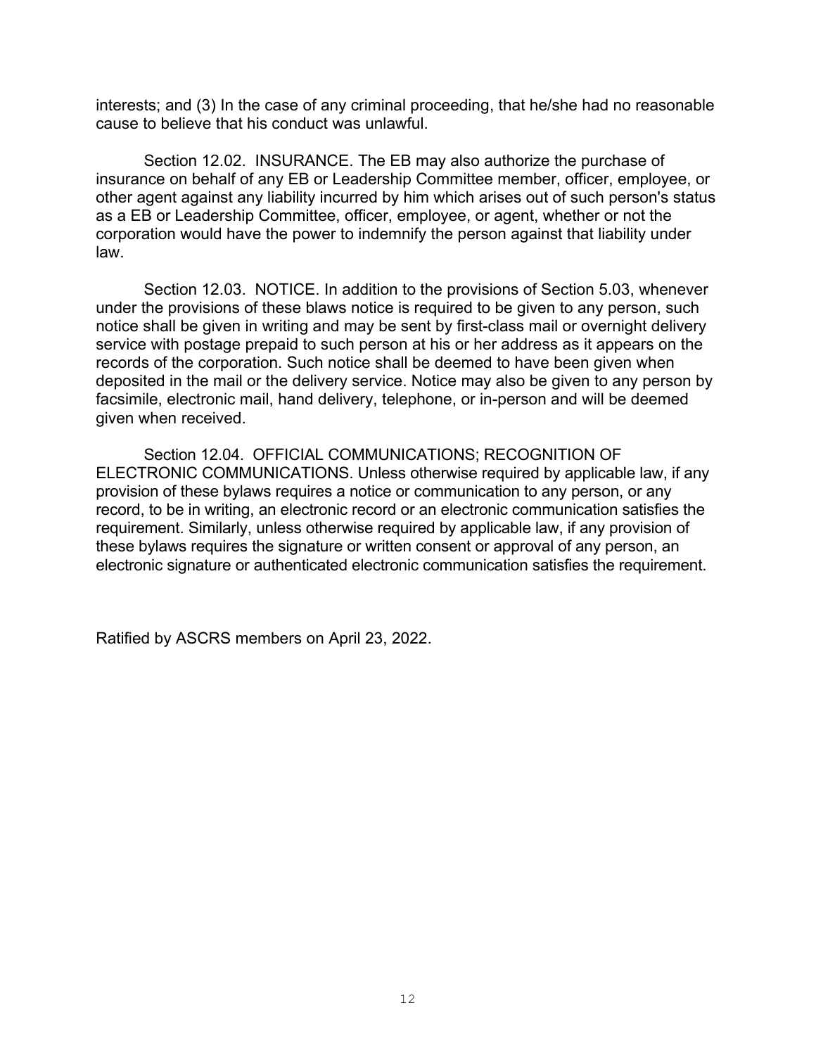interests; and (3) In the case of any criminal proceeding, that he/she had no reasonable cause to believe that his conduct was unlawful.

Section 12.02. INSURANCE. The EB may also authorize the purchase of insurance on behalf of any EB or Leadership Committee member, officer, employee, or other agent against any liability incurred by him which arises out of such person's status as a EB or Leadership Committee, officer, employee, or agent, whether or not the corporation would have the power to indemnify the person against that liability under law.

Section 12.03. NOTICE. In addition to the provisions of Section 5.03, whenever under the provisions of these blaws notice is required to be given to any person, such notice shall be given in writing and may be sent by first-class mail or overnight delivery service with postage prepaid to such person at his or her address as it appears on the records of the corporation. Such notice shall be deemed to have been given when deposited in the mail or the delivery service. Notice may also be given to any person by facsimile, electronic mail, hand delivery, telephone, or in-person and will be deemed given when received.

Section 12.04. OFFICIAL COMMUNICATIONS; RECOGNITION OF ELECTRONIC COMMUNICATIONS. Unless otherwise required by applicable law, if any provision of these bylaws requires a notice or communication to any person, or any record, to be in writing, an electronic record or an electronic communication satisfies the requirement. Similarly, unless otherwise required by applicable law, if any provision of these bylaws requires the signature or written consent or approval of any person, an electronic signature or authenticated electronic communication satisfies the requirement.

Ratified by ASCRS members on April 23, 2022.